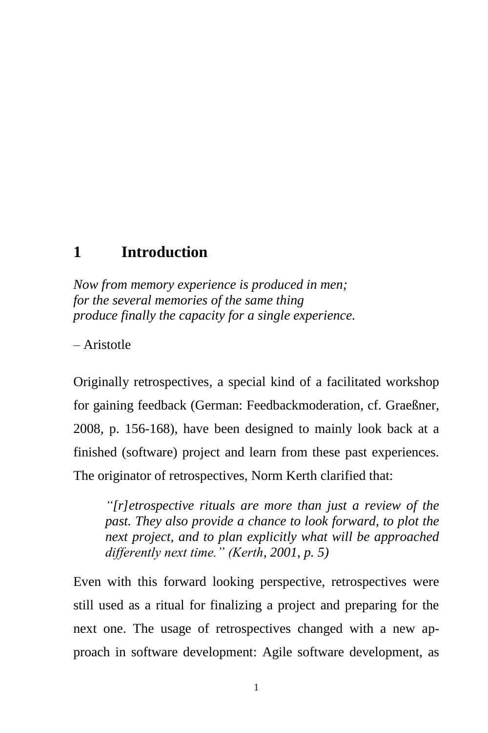# 1 Introduction

*Now from memory experience is produced in men;*
*for the several memories of the same thing*
*produce finally the capacity for a single experience.*

– Aristotle

Originally retrospectives, a special kind of a facilitated workshop for gaining feedback (German: Feedbackmoderation, cf. Graeßner, 2008, p. 156-168), have been designed to mainly look back at a finished (software) project and learn from these past experiences. The originator of retrospectives, Norm Kerth clarified that:

> *"[r]etrospective rituals are more than just a review of the past. They also provide a chance to look forward, to plot the next project, and to plan explicitly what will be approached differently next time." (Kerth, 2001, p. 5)*

Even with this forward looking perspective, retrospectives were still used as a ritual for finalizing a project and preparing for the next one. The usage of retrospectives changed with a new approach in software development: Agile software development, as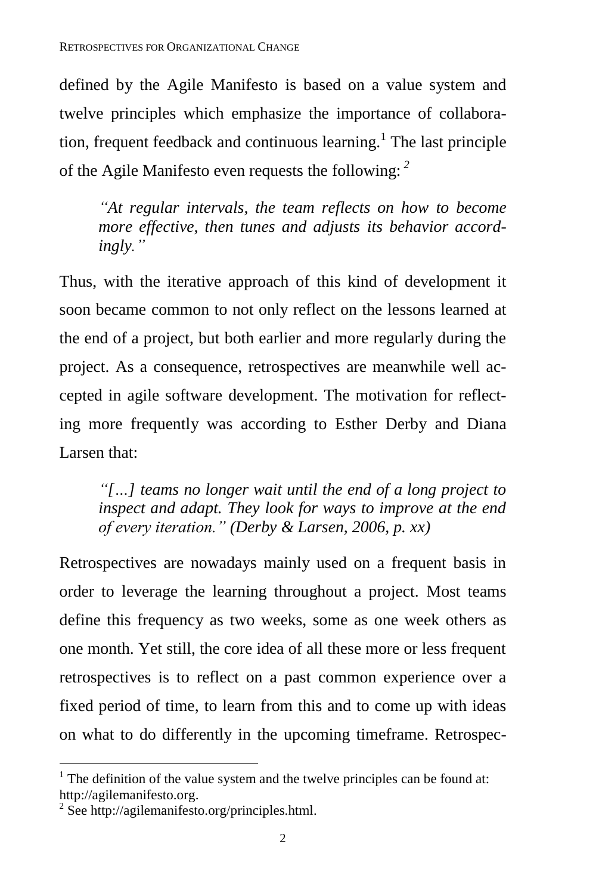defined by the Agile Manifesto is based on a value system and twelve principles which emphasize the importance of collaboration, frequent feedback and continuous learning.[1] The last principle of the Agile Manifesto even requests the following: [2]

> *"At regular intervals, the team reflects on how to become more effective, then tunes and adjusts its behavior accordingly."*

Thus, with the iterative approach of this kind of development it soon became common to not only reflect on the lessons learned at the end of a project, but both earlier and more regularly during the project. As a consequence, retrospectives are meanwhile well accepted in agile software development. The motivation for reflecting more frequently was according to Esther Derby and Diana Larsen that:

> *"[…] teams no longer wait until the end of a long project to inspect and adapt. They look for ways to improve at the end of every iteration." (Derby & Larsen, 2006, p. xx)*

Retrospectives are nowadays mainly used on a frequent basis in order to leverage the learning throughout a project. Most teams define this frequency as two weeks, some as one week others as one month. Yet still, the core idea of all these more or less frequent retrospectives is to reflect on a past common experience over a fixed period of time, to learn from this and to come up with ideas on what to do differently in the upcoming timeframe. Retrospec-

---

[1] The definition of the value system and the twelve principles can be found at: http://agilemanifesto.org.

[2] See http://agilemanifesto.org/principles.html.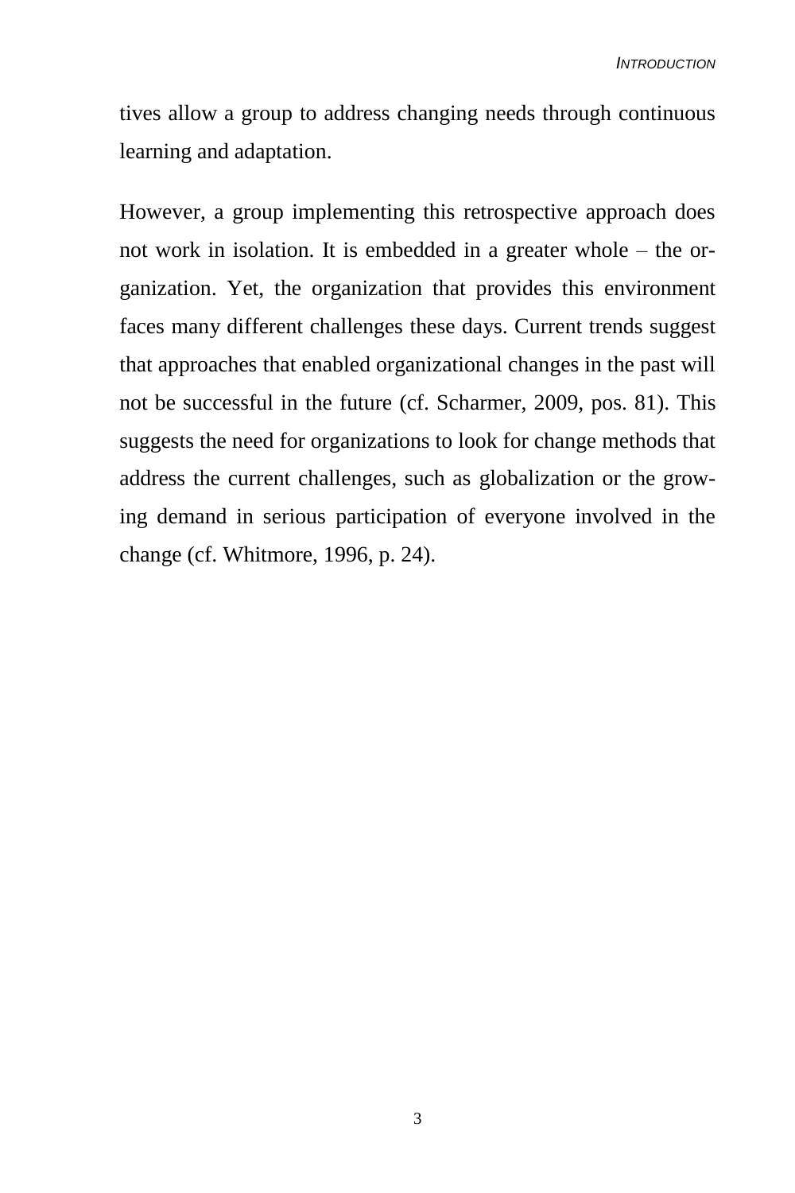tives allow a group to address changing needs through continuous learning and adaptation.

However, a group implementing this retrospective approach does not work in isolation. It is embedded in a greater whole – the organization. Yet, the organization that provides this environment faces many different challenges these days. Current trends suggest that approaches that enabled organizational changes in the past will not be successful in the future (cf. Scharmer, 2009, pos. 81). This suggests the need for organizations to look for change methods that address the current challenges, such as globalization or the growing demand in serious participation of everyone involved in the change (cf. Whitmore, 1996, p. 24).